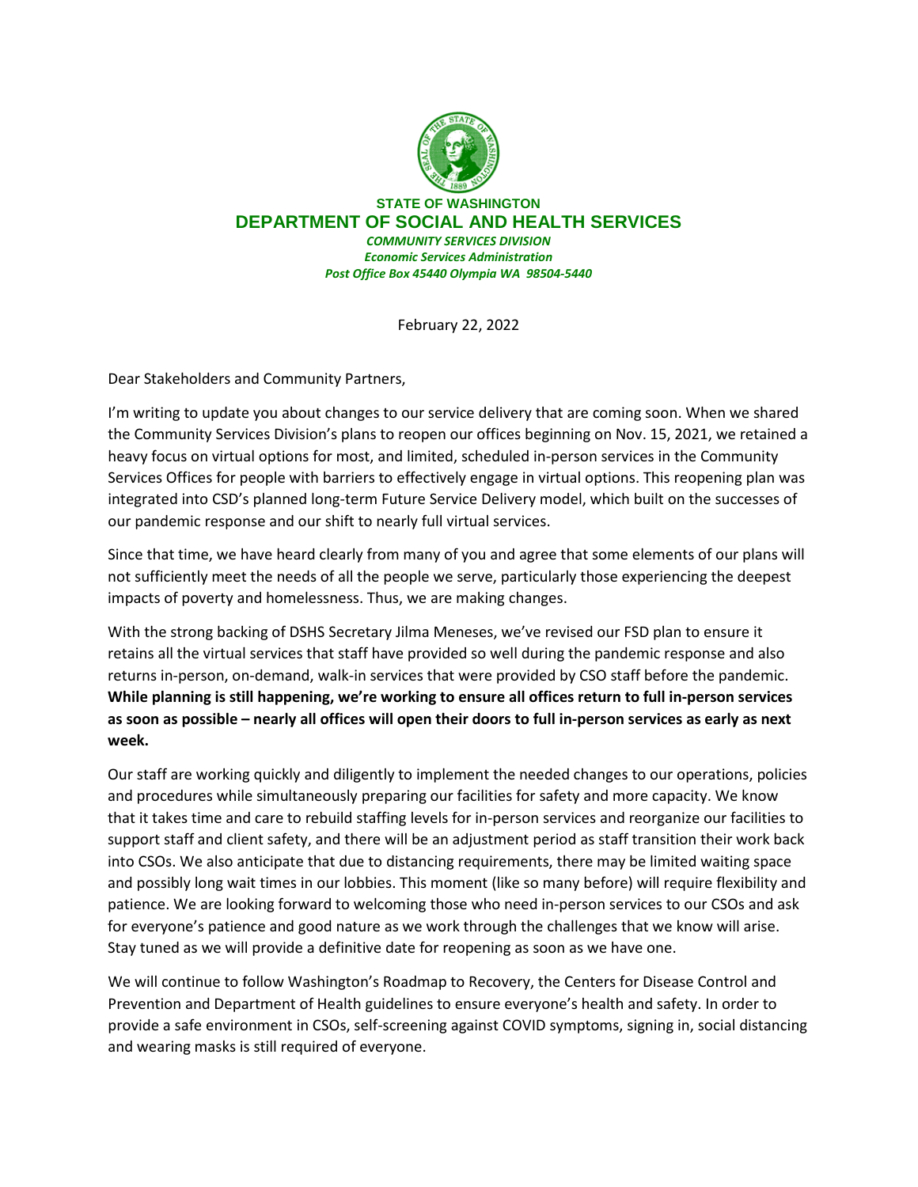**STATE OF WASHINGTON**

## DEPARTMENT OF SOCIAL AND HEALTH SERVICES

***COMMUNITY SERVICES DIVISION***

***Economic Services Administration***

***Post Office Box 45440 Olympia WA 98504-5440***

February 22, 2022

Dear Stakeholders and Community Partners,

I'm writing to update you about changes to our service delivery that are coming soon. When we shared the Community Services Division's plans to reopen our offices beginning on Nov. 15, 2021, we retained a heavy focus on virtual options for most, and limited, scheduled in-person services in the Community Services Offices for people with barriers to effectively engage in virtual options. This reopening plan was integrated into CSD's planned long-term Future Service Delivery model, which built on the successes of our pandemic response and our shift to nearly full virtual services.

Since that time, we have heard clearly from many of you and agree that some elements of our plans will not sufficiently meet the needs of all the people we serve, particularly those experiencing the deepest impacts of poverty and homelessness. Thus, we are making changes.

With the strong backing of DSHS Secretary Jilma Meneses, we've revised our FSD plan to ensure it retains all the virtual services that staff have provided so well during the pandemic response and also returns in-person, on-demand, walk-in services that were provided by CSO staff before the pandemic. **While planning is still happening, we're working to ensure all offices return to full in-person services as soon as possible – nearly all offices will open their doors to full in-person services as early as next week.**

Our staff are working quickly and diligently to implement the needed changes to our operations, policies and procedures while simultaneously preparing our facilities for safety and more capacity. We know that it takes time and care to rebuild staffing levels for in-person services and reorganize our facilities to support staff and client safety, and there will be an adjustment period as staff transition their work back into CSOs. We also anticipate that due to distancing requirements, there may be limited waiting space and possibly long wait times in our lobbies. This moment (like so many before) will require flexibility and patience. We are looking forward to welcoming those who need in-person services to our CSOs and ask for everyone's patience and good nature as we work through the challenges that we know will arise. Stay tuned as we will provide a definitive date for reopening as soon as we have one.

We will continue to follow Washington's Roadmap to Recovery, the Centers for Disease Control and Prevention and Department of Health guidelines to ensure everyone's health and safety. In order to provide a safe environment in CSOs, self-screening against COVID symptoms, signing in, social distancing and wearing masks is still required of everyone.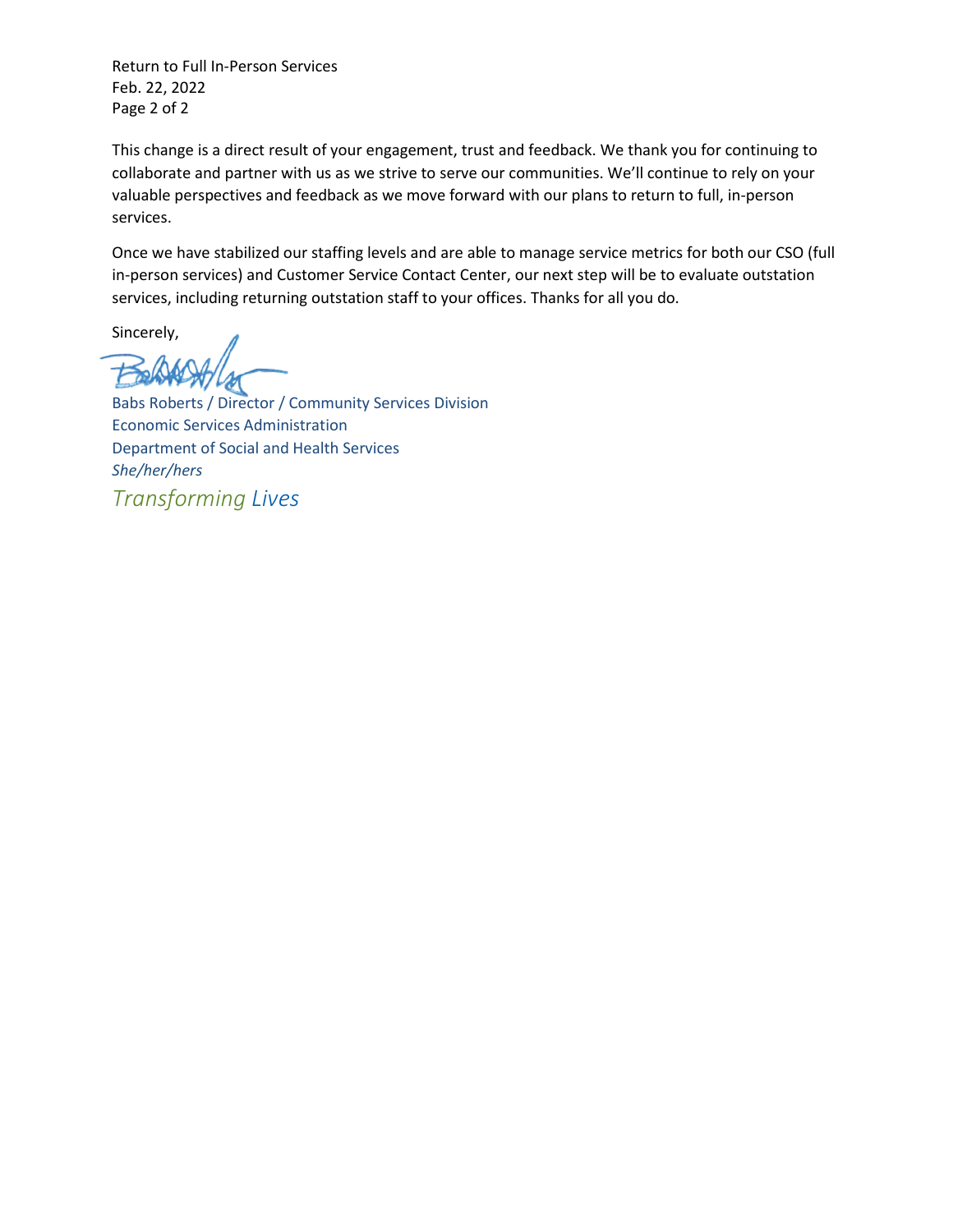This change is a direct result of your engagement, trust and feedback. We thank you for continuing to collaborate and partner with us as we strive to serve our communities. We'll continue to rely on your valuable perspectives and feedback as we move forward with our plans to return to full, in-person services.

Once we have stabilized our staffing levels and are able to manage service metrics for both our CSO (full in-person services) and Customer Service Contact Center, our next step will be to evaluate outstation services, including returning outstation staff to your offices. Thanks for all you do.

Sincerely,

Babs Roberts / Director / Community Services Division
Economic Services Administration
Department of Social and Health Services
*She/her/hers*

*Transforming Lives*